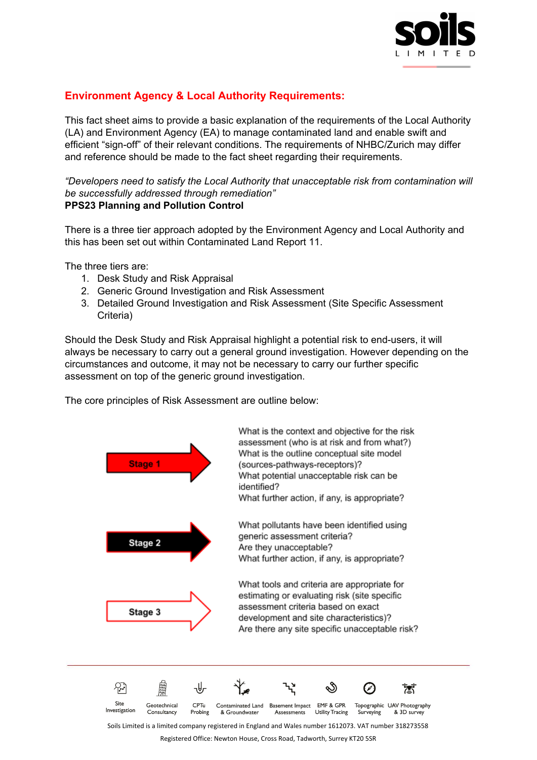## Environment Agency & Local Authority Requirements:

This fact sheet aims to provide a basic explanation of the requirements of the Local Authority (LA) and Environment Agency (EA) to manage contaminated land and enable swift and efficient "sign-off" of their relevant conditions. The requirements of NHBC/Zurich may differ and reference should be made to the fact sheet regarding their requirements.

*"Developers need to satisfy the Local Authority that unacceptable risk from contamination will be successfully addressed through remediation"*
**PPS23 Planning and Pollution Control**

There is a three tier approach adopted by the Environment Agency and Local Authority and this has been set out within Contaminated Land Report 11.

The three tiers are:

1. Desk Study and Risk Appraisal
2. Generic Ground Investigation and Risk Assessment
3. Detailed Ground Investigation and Risk Assessment (Site Specific Assessment Criteria)

Should the Desk Study and Risk Appraisal highlight a potential risk to end-users, it will always be necessary to carry out a general ground investigation. However depending on the circumstances and outcome, it may not be necessary to carry our further specific assessment on top of the generic ground investigation.

The core principles of Risk Assessment are outline below:

**Stage 1**

What is the context and objective for the risk assessment (who is at risk and from what?)
What is the outline conceptual site model (sources-pathways-receptors)?
What potential unacceptable risk can be identified?
What further action, if any, is appropriate?

**Stage 2**

What pollutants have been identified using generic assessment criteria?
Are they unacceptable?
What further action, if any, is appropriate?

**Stage 3**

What tools and criteria are appropriate for estimating or evaluating risk (site specific assessment criteria based on exact development and site characteristics)?
Are there any site specific unacceptable risk?

Site Investigation | Geotechnical Consultancy | CPTu Probing | Contaminated Land & Groundwater | Basement Impact Assessments | EMF & GPR Utility Tracing | Topographic Surveying | UAV Photography & 3D survey

Soils Limited is a limited company registered in England and Wales number 1612073. VAT number 318273558

Registered Office: Newton House, Cross Road, Tadworth, Surrey KT20 5SR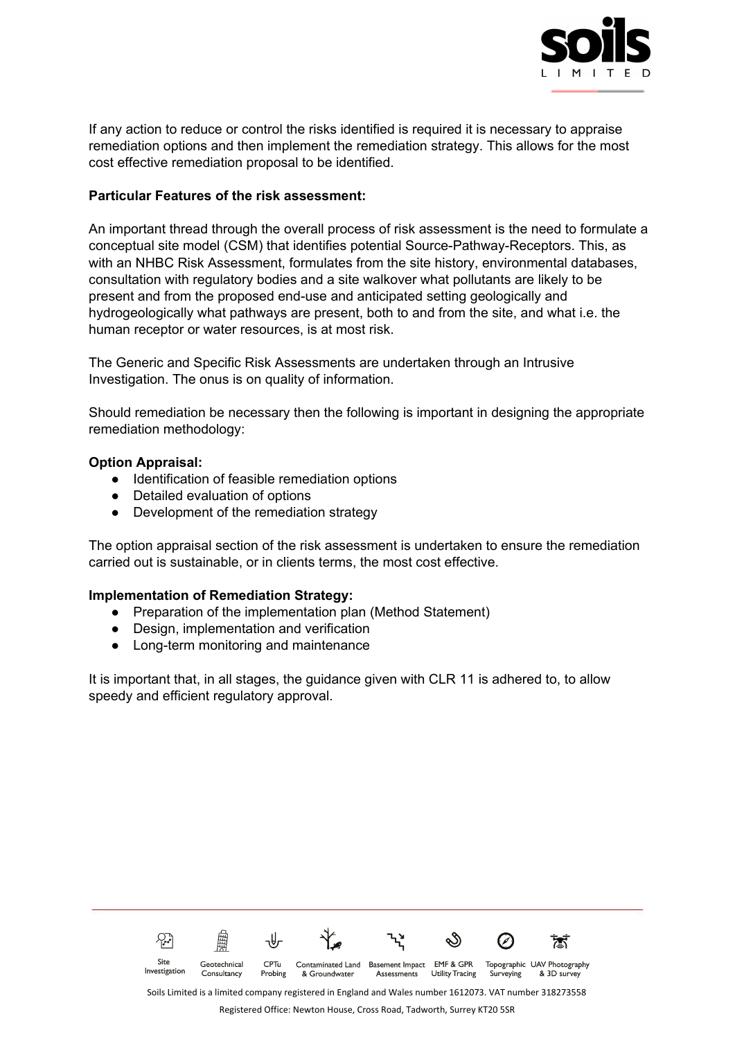If any action to reduce or control the risks identified is required it is necessary to appraise remediation options and then implement the remediation strategy. This allows for the most cost effective remediation proposal to be identified.

**Particular Features of the risk assessment:**

An important thread through the overall process of risk assessment is the need to formulate a conceptual site model (CSM) that identifies potential Source-Pathway-Receptors. This, as with an NHBC Risk Assessment, formulates from the site history, environmental databases, consultation with regulatory bodies and a site walkover what pollutants are likely to be present and from the proposed end-use and anticipated setting geologically and hydrogeologically what pathways are present, both to and from the site, and what i.e. the human receptor or water resources, is at most risk.

The Generic and Specific Risk Assessments are undertaken through an Intrusive Investigation. The onus is on quality of information.

Should remediation be necessary then the following is important in designing the appropriate remediation methodology:

**Option Appraisal:**

- Identification of feasible remediation options
- Detailed evaluation of options
- Development of the remediation strategy

The option appraisal section of the risk assessment is undertaken to ensure the remediation carried out is sustainable, or in clients terms, the most cost effective.

**Implementation of Remediation Strategy:**

- Preparation of the implementation plan (Method Statement)
- Design, implementation and verification
- Long-term monitoring and maintenance

It is important that, in all stages, the guidance given with CLR 11 is adhered to, to allow speedy and efficient regulatory approval.